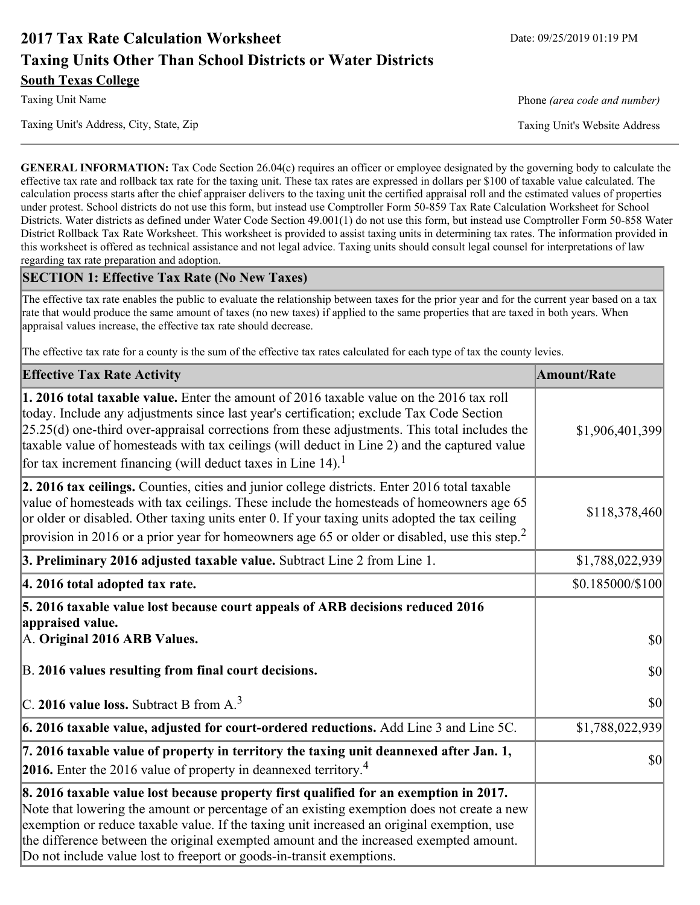# 2017 Tax Rate Calculation Worksheet

Date: 09/25/2019 01:19 PM

## Taxing Units Other Than School Districts or Water Districts

**South Texas College**

Taxing Unit Name

Phone *(area code and number)*

Taxing Unit's Address, City, State, Zip

Taxing Unit's Website Address

**GENERAL INFORMATION:** Tax Code Section 26.04(c) requires an officer or employee designated by the governing body to calculate the effective tax rate and rollback tax rate for the taxing unit. These tax rates are expressed in dollars per $100 of taxable value calculated. The calculation process starts after the chief appraiser delivers to the taxing unit the certified appraisal roll and the estimated values of properties under protest. School districts do not use this form, but instead use Comptroller Form 50-859 Tax Rate Calculation Worksheet for School Districts. Water districts as defined under Water Code Section 49.001(1) do not use this form, but instead use Comptroller Form 50-858 Water District Rollback Tax Rate Worksheet. This worksheet is provided to assist taxing units in determining tax rates. The information provided in this worksheet is offered as technical assistance and not legal advice. Taxing units should consult legal counsel for interpretations of law regarding tax rate preparation and adoption.

### SECTION 1: Effective Tax Rate (No New Taxes)

The effective tax rate enables the public to evaluate the relationship between taxes for the prior year and for the current year based on a tax rate that would produce the same amount of taxes (no new taxes) if applied to the same properties that are taxed in both years. When appraisal values increase, the effective tax rate should decrease.

The effective tax rate for a county is the sum of the effective tax rates calculated for each type of tax the county levies.

| Effective Tax Rate Activity | Amount/Rate |
|---|---|
| **1. 2016 total taxable value.** Enter the amount of 2016 taxable value on the 2016 tax roll today. Include any adjustments since last year's certification; exclude Tax Code Section 25.25(d) one-third over-appraisal corrections from these adjustments. This total includes the taxable value of homesteads with tax ceilings (will deduct in Line 2) and the captured value for tax increment financing (will deduct taxes in Line 14).[1] | $1,906,401,399 |
| **2. 2016 tax ceilings.** Counties, cities and junior college districts. Enter 2016 total taxable value of homesteads with tax ceilings. These include the homesteads of homeowners age 65 or older or disabled. Other taxing units enter 0. If your taxing units adopted the tax ceiling provision in 2016 or a prior year for homeowners age 65 or older or disabled, use this step.[2] | $118,378,460 |
| **3. Preliminary 2016 adjusted taxable value.** Subtract Line 2 from Line 1. | $1,788,022,939 |
| **4. 2016 total adopted tax rate.** | $0.185000/$100 |
| **5. 2016 taxable value lost because court appeals of ARB decisions reduced 2016 appraised value.** | |
| A. **Original 2016 ARB Values.** | $0 |
| B. **2016 values resulting from final court decisions.** | $0 |
| C. **2016 value loss.** Subtract B from A.[3] | $0 |
| **6. 2016 taxable value, adjusted for court-ordered reductions.** Add Line 3 and Line 5C. | $1,788,022,939 |
| **7. 2016 taxable value of property in territory the taxing unit deannexed after Jan. 1, 2016.** Enter the 2016 value of property in deannexed territory.[4] | $0 |
| **8. 2016 taxable value lost because property first qualified for an exemption in 2017.** Note that lowering the amount or percentage of an existing exemption does not create a new exemption or reduce taxable value. If the taxing unit increased an original exemption, use the difference between the original exempted amount and the increased exempted amount. Do not include value lost to freeport or goods-in-transit exemptions. | |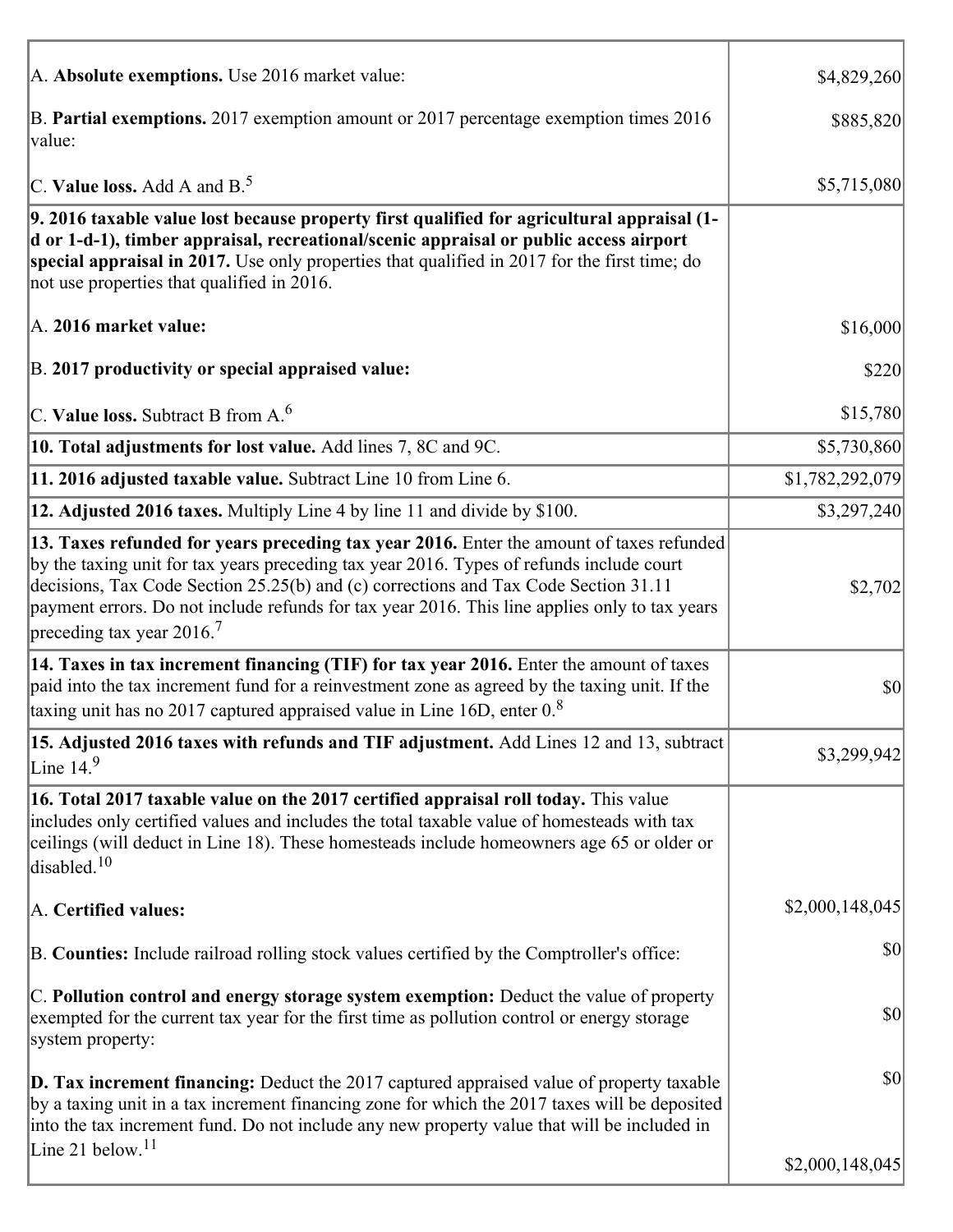| | |
|---|---|
| A. **Absolute exemptions.** Use 2016 market value: | $4,829,260 |
| B. **Partial exemptions.** 2017 exemption amount or 2017 percentage exemption times 2016 value: | $885,820 |
| C. **Value loss.** Add A and B.[5] | $5,715,080 |
| **9. 2016 taxable value lost because property first qualified for agricultural appraisal (1-d or 1-d-1), timber appraisal, recreational/scenic appraisal or public access airport special appraisal in 2017.** Use only properties that qualified in 2017 for the first time; do not use properties that qualified in 2016. | |
| A. **2016 market value:** | $16,000 |
| B. **2017 productivity or special appraised value:** | $220 |
| C. **Value loss.** Subtract B from A.[6] | $15,780 |
| **10. Total adjustments for lost value.** Add lines 7, 8C and 9C. | $5,730,860 |
| **11. 2016 adjusted taxable value.** Subtract Line 10 from Line 6. | $1,782,292,079 |
| **12. Adjusted 2016 taxes.** Multiply Line 4 by line 11 and divide by $100. | $3,297,240 |
| **13. Taxes refunded for years preceding tax year 2016.** Enter the amount of taxes refunded by the taxing unit for tax years preceding tax year 2016. Types of refunds include court decisions, Tax Code Section 25.25(b) and (c) corrections and Tax Code Section 31.11 payment errors. Do not include refunds for tax year 2016. This line applies only to tax years preceding tax year 2016.[7] | $2,702 |
| **14. Taxes in tax increment financing (TIF) for tax year 2016.** Enter the amount of taxes paid into the tax increment fund for a reinvestment zone as agreed by the taxing unit. If the taxing unit has no 2017 captured appraised value in Line 16D, enter 0.[8] | $0 |
| **15. Adjusted 2016 taxes with refunds and TIF adjustment.** Add Lines 12 and 13, subtract Line 14.[9] | $3,299,942 |
| **16. Total 2017 taxable value on the 2017 certified appraisal roll today.** This value includes only certified values and includes the total taxable value of homesteads with tax ceilings (will deduct in Line 18). These homesteads include homeowners age 65 or older or disabled.[10] | |
| A. **Certified values:** | $2,000,148,045 |
| B. **Counties:** Include railroad rolling stock values certified by the Comptroller's office: | $0 |
| C. **Pollution control and energy storage system exemption:** Deduct the value of property exempted for the current tax year for the first time as pollution control or energy storage system property: | $0 |
| **D. Tax increment financing:** Deduct the 2017 captured appraised value of property taxable by a taxing unit in a tax increment financing zone for which the 2017 taxes will be deposited into the tax increment fund. Do not include any new property value that will be included in Line 21 below.[11] | $0<br>$2,000,148,045 |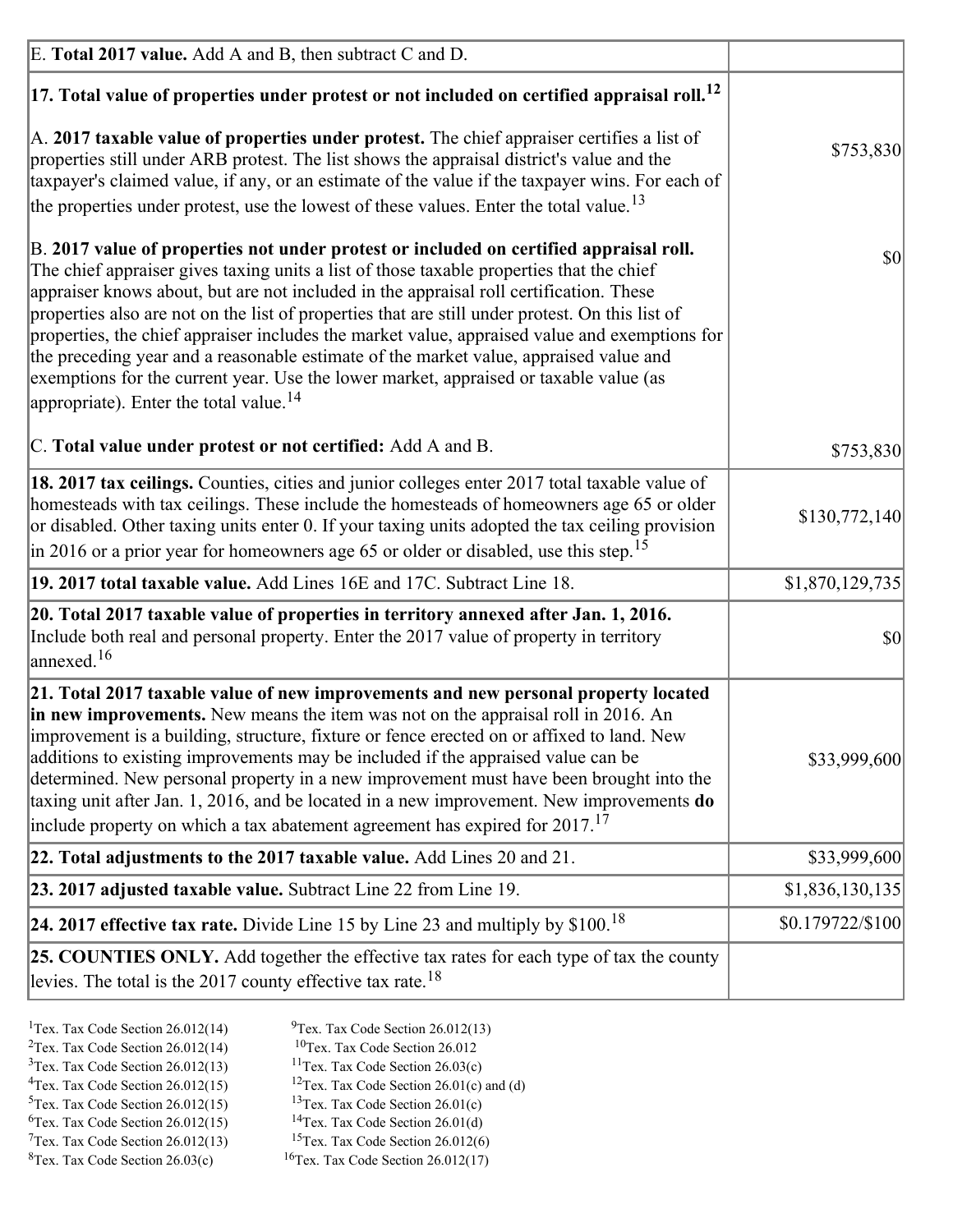| | |
|---|---|
| E. **Total 2017 value.** Add A and B, then subtract C and D. | |
| **17. Total value of properties under protest or not included on certified appraisal roll.**[12] | |
| A. **2017 taxable value of properties under protest.** The chief appraiser certifies a list of properties still under ARB protest. The list shows the appraisal district's value and the taxpayer's claimed value, if any, or an estimate of the value if the taxpayer wins. For each of the properties under protest, use the lowest of these values. Enter the total value.[13] | $753,830 |
| B. **2017 value of properties not under protest or included on certified appraisal roll.** The chief appraiser gives taxing units a list of those taxable properties that the chief appraiser knows about, but are not included in the appraisal roll certification. These properties also are not on the list of properties that are still under protest. On this list of properties, the chief appraiser includes the market value, appraised value and exemptions for the preceding year and a reasonable estimate of the market value, appraised value and exemptions for the current year. Use the lower market, appraised or taxable value (as appropriate). Enter the total value.[14] | $0 |
| C. **Total value under protest or not certified:** Add A and B. | $753,830 |
| **18. 2017 tax ceilings.** Counties, cities and junior colleges enter 2017 total taxable value of homesteads with tax ceilings. These include the homesteads of homeowners age 65 or older or disabled. Other taxing units enter 0. If your taxing units adopted the tax ceiling provision in 2016 or a prior year for homeowners age 65 or older or disabled, use this step.[15] | $130,772,140 |
| **19. 2017 total taxable value.** Add Lines 16E and 17C. Subtract Line 18. | $1,870,129,735 |
| **20. Total 2017 taxable value of properties in territory annexed after Jan. 1, 2016.** Include both real and personal property. Enter the 2017 value of property in territory annexed.[16] | $0 |
| **21. Total 2017 taxable value of new improvements and new personal property located in new improvements.** New means the item was not on the appraisal roll in 2016. An improvement is a building, structure, fixture or fence erected on or affixed to land. New additions to existing improvements may be included if the appraised value can be determined. New personal property in a new improvement must have been brought into the taxing unit after Jan. 1, 2016, and be located in a new improvement. New improvements **do** include property on which a tax abatement agreement has expired for 2017.[17] | $33,999,600 |
| **22. Total adjustments to the 2017 taxable value.** Add Lines 20 and 21. | $33,999,600 |
| **23. 2017 adjusted taxable value.** Subtract Line 22 from Line 19. | $1,836,130,135 |
| **24. 2017 effective tax rate.** Divide Line 15 by Line 23 and multiply by $100.[18] | $0.179722/$100 |
| **25. COUNTIES ONLY.** Add together the effective tax rates for each type of tax the county levies. The total is the 2017 county effective tax rate.[18] | |

[1]Tex. Tax Code Section 26.012(14)
[2]Tex. Tax Code Section 26.012(14)
[3]Tex. Tax Code Section 26.012(13)
[4]Tex. Tax Code Section 26.012(15)
[5]Tex. Tax Code Section 26.012(15)
[6]Tex. Tax Code Section 26.012(15)
[7]Tex. Tax Code Section 26.012(13)
[8]Tex. Tax Code Section 26.03(c)
[9]Tex. Tax Code Section 26.012(13)
[10]Tex. Tax Code Section 26.012
[11]Tex. Tax Code Section 26.03(c)
[12]Tex. Tax Code Section 26.01(c) and (d)
[13]Tex. Tax Code Section 26.01(c)
[14]Tex. Tax Code Section 26.01(d)
[15]Tex. Tax Code Section 26.012(6)
[16]Tex. Tax Code Section 26.012(17)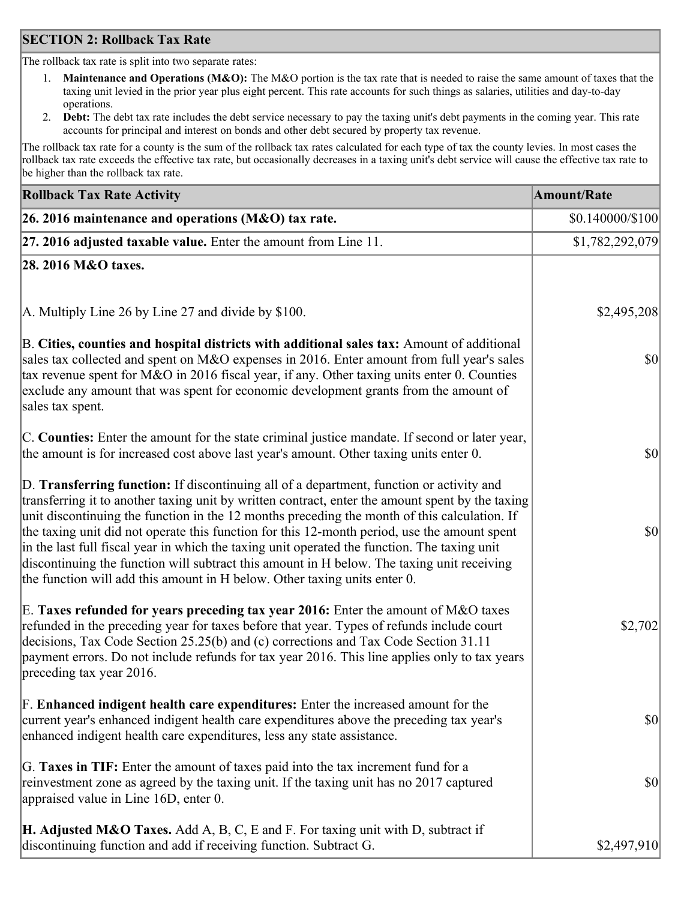## SECTION 2: Rollback Tax Rate

The rollback tax rate is split into two separate rates:

1. **Maintenance and Operations (M&O):** The M&O portion is the tax rate that is needed to raise the same amount of taxes that the taxing unit levied in the prior year plus eight percent. This rate accounts for such things as salaries, utilities and day-to-day operations.
2. **Debt:** The debt tax rate includes the debt service necessary to pay the taxing unit's debt payments in the coming year. This rate accounts for principal and interest on bonds and other debt secured by property tax revenue.

The rollback tax rate for a county is the sum of the rollback tax rates calculated for each type of tax the county levies. In most cases the rollback tax rate exceeds the effective tax rate, but occasionally decreases in a taxing unit's debt service will cause the effective tax rate to be higher than the rollback tax rate.

| Rollback Tax Rate Activity | Amount/Rate |
|---|---|
| **26. 2016 maintenance and operations (M&O) tax rate.** | $0.140000/$100 |
| **27. 2016 adjusted taxable value.** Enter the amount from Line 11. | $1,782,292,079 |
| **28. 2016 M&O taxes.** | |
| A. Multiply Line 26 by Line 27 and divide by $100. | $2,495,208 |
| B. **Cities, counties and hospital districts with additional sales tax:** Amount of additional sales tax collected and spent on M&O expenses in 2016. Enter amount from full year's sales tax revenue spent for M&O in 2016 fiscal year, if any. Other taxing units enter 0. Counties exclude any amount that was spent for economic development grants from the amount of sales tax spent. | $0 |
| C. **Counties:** Enter the amount for the state criminal justice mandate. If second or later year, the amount is for increased cost above last year's amount. Other taxing units enter 0. | $0 |
| D. **Transferring function:** If discontinuing all of a department, function or activity and transferring it to another taxing unit by written contract, enter the amount spent by the taxing unit discontinuing the function in the 12 months preceding the month of this calculation. If the taxing unit did not operate this function for this 12-month period, use the amount spent in the last full fiscal year in which the taxing unit operated the function. The taxing unit discontinuing the function will subtract this amount in H below. The taxing unit receiving the function will add this amount in H below. Other taxing units enter 0. | $0 |
| E. **Taxes refunded for years preceding tax year 2016:** Enter the amount of M&O taxes refunded in the preceding year for taxes before that year. Types of refunds include court decisions, Tax Code Section 25.25(b) and (c) corrections and Tax Code Section 31.11 payment errors. Do not include refunds for tax year 2016. This line applies only to tax years preceding tax year 2016. | $2,702 |
| F. **Enhanced indigent health care expenditures:** Enter the increased amount for the current year's enhanced indigent health care expenditures above the preceding tax year's enhanced indigent health care expenditures, less any state assistance. | $0 |
| G. **Taxes in TIF:** Enter the amount of taxes paid into the tax increment fund for a reinvestment zone as agreed by the taxing unit. If the taxing unit has no 2017 captured appraised value in Line 16D, enter 0. | $0 |
| **H. Adjusted M&O Taxes.** Add A, B, C, E and F. For taxing unit with D, subtract if discontinuing function and add if receiving function. Subtract G. | $2,497,910 |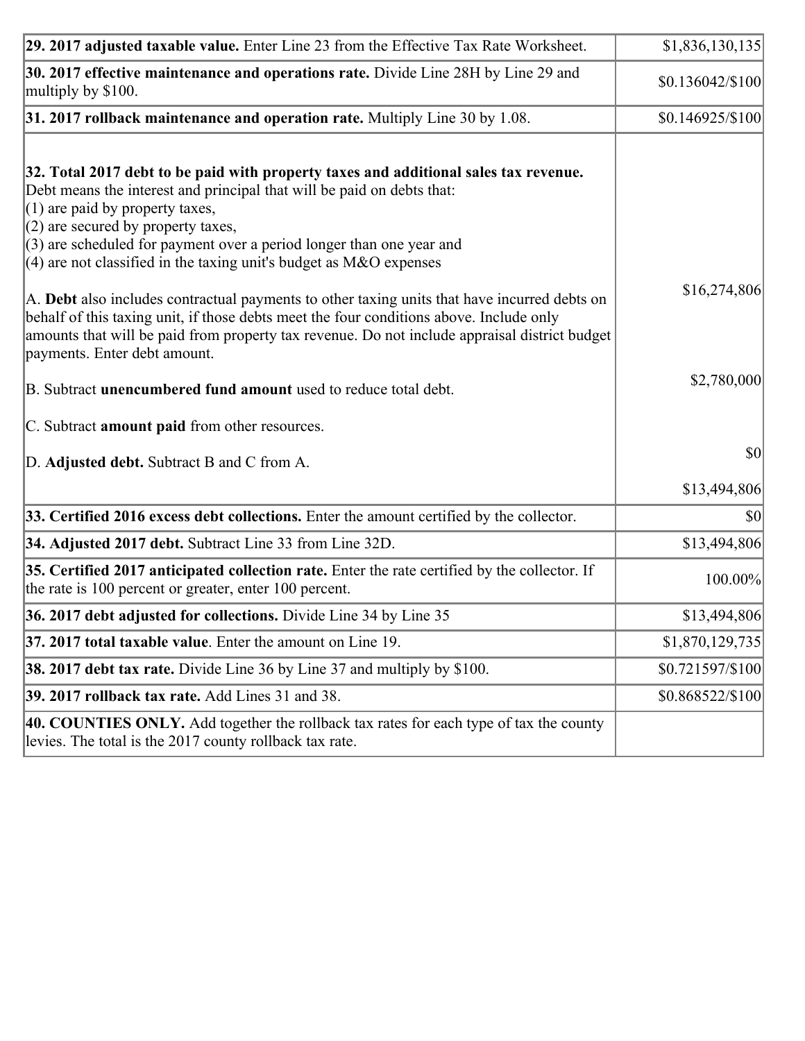| | |
|---|---|
| **29. 2017 adjusted taxable value.** Enter Line 23 from the Effective Tax Rate Worksheet. | $1,836,130,135 |
| **30. 2017 effective maintenance and operations rate.** Divide Line 28H by Line 29 and multiply by $100. | $0.136042/$100 |
| **31. 2017 rollback maintenance and operation rate.** Multiply Line 30 by 1.08. | $0.146925/$100 |
| **32. Total 2017 debt to be paid with property taxes and additional sales tax revenue.** Debt means the interest and principal that will be paid on debts that:<br>(1) are paid by property taxes,<br>(2) are secured by property taxes,<br>(3) are scheduled for payment over a period longer than one year and<br>(4) are not classified in the taxing unit's budget as M&O expenses<br><br>A. **Debt** also includes contractual payments to other taxing units that have incurred debts on behalf of this taxing unit, if those debts meet the four conditions above. Include only amounts that will be paid from property tax revenue. Do not include appraisal district budget payments. Enter debt amount.<br><br>B. Subtract **unencumbered fund amount** used to reduce total debt.<br><br>C. Subtract **amount paid** from other resources.<br><br>D. **Adjusted debt.** Subtract B and C from A. | $16,274,806<br><br>$2,780,000<br><br>$0<br><br>$13,494,806 |
| **33. Certified 2016 excess debt collections.** Enter the amount certified by the collector. | $0 |
| **34. Adjusted 2017 debt.** Subtract Line 33 from Line 32D. | $13,494,806 |
| **35. Certified 2017 anticipated collection rate.** Enter the rate certified by the collector. If the rate is 100 percent or greater, enter 100 percent. | 100.00% |
| **36. 2017 debt adjusted for collections.** Divide Line 34 by Line 35 | $13,494,806 |
| **37. 2017 total taxable value**. Enter the amount on Line 19. | $1,870,129,735 |
| **38. 2017 debt tax rate.** Divide Line 36 by Line 37 and multiply by $100. | $0.721597/$100 |
| **39. 2017 rollback tax rate.** Add Lines 31 and 38. | $0.868522/$100 |
| **40. COUNTIES ONLY.** Add together the rollback tax rates for each type of tax the county levies. The total is the 2017 county rollback tax rate. | |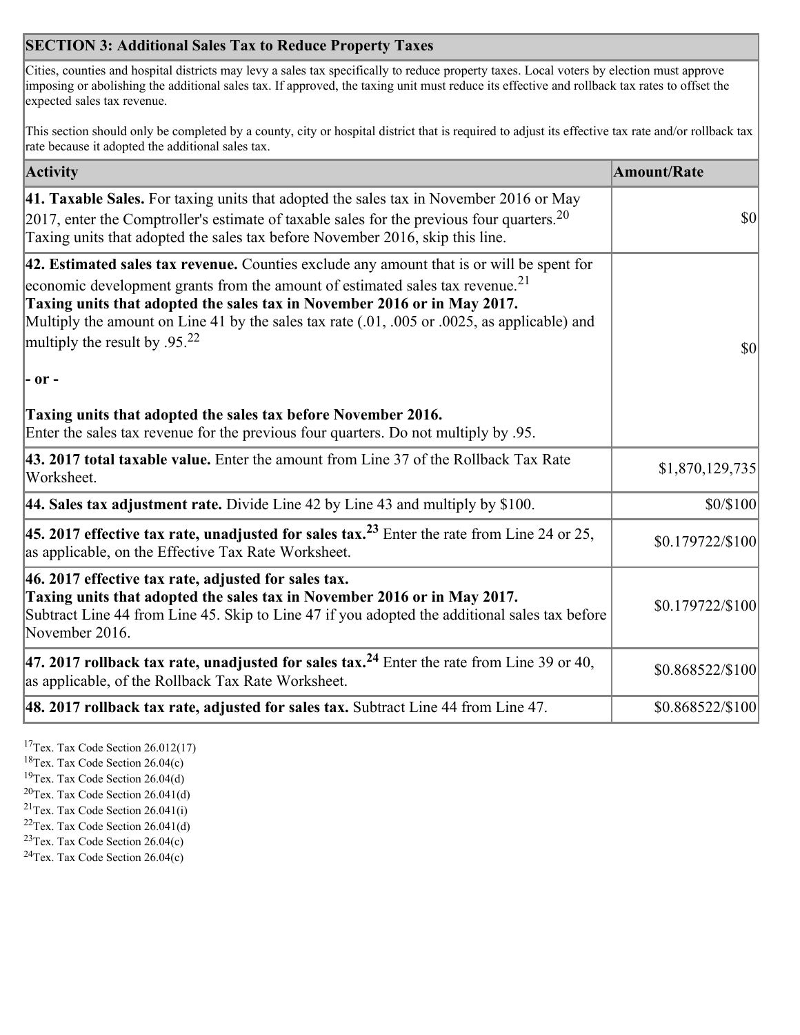## SECTION 3: Additional Sales Tax to Reduce Property Taxes

Cities, counties and hospital districts may levy a sales tax specifically to reduce property taxes. Local voters by election must approve imposing or abolishing the additional sales tax. If approved, the taxing unit must reduce its effective and rollback tax rates to offset the expected sales tax revenue.

This section should only be completed by a county, city or hospital district that is required to adjust its effective tax rate and/or rollback tax rate because it adopted the additional sales tax.

| Activity | Amount/Rate |
|---|---|
| **41. Taxable Sales.** For taxing units that adopted the sales tax in November 2016 or May 2017, enter the Comptroller's estimate of taxable sales for the previous four quarters.[20] Taxing units that adopted the sales tax before November 2016, skip this line. | $0 |
| **42. Estimated sales tax revenue.** Counties exclude any amount that is or will be spent for economic development grants from the amount of estimated sales tax revenue.[21] **Taxing units that adopted the sales tax in November 2016 or in May 2017.** Multiply the amount on Line 41 by the sales tax rate (.01, .005 or .0025, as applicable) and multiply the result by .95.[22] **- or -** **Taxing units that adopted the sales tax before November 2016.** Enter the sales tax revenue for the previous four quarters. Do not multiply by .95. | $0 |
| **43. 2017 total taxable value.** Enter the amount from Line 37 of the Rollback Tax Rate Worksheet. | $1,870,129,735 |
| **44. Sales tax adjustment rate.** Divide Line 42 by Line 43 and multiply by $100. | $0/$100 |
| **45. 2017 effective tax rate, unadjusted for sales tax.**[23] Enter the rate from Line 24 or 25, as applicable, on the Effective Tax Rate Worksheet. | $0.179722/$100 |
| **46. 2017 effective tax rate, adjusted for sales tax.** **Taxing units that adopted the sales tax in November 2016 or in May 2017.** Subtract Line 44 from Line 45. Skip to Line 47 if you adopted the additional sales tax before November 2016. | $0.179722/$100 |
| **47. 2017 rollback tax rate, unadjusted for sales tax.**[24] Enter the rate from Line 39 or 40, as applicable, of the Rollback Tax Rate Worksheet. | $0.868522/$100 |
| **48. 2017 rollback tax rate, adjusted for sales tax.** Subtract Line 44 from Line 47. | $0.868522/$100 |

[17]Tex. Tax Code Section 26.012(17)
[18]Tex. Tax Code Section 26.04(c)
[19]Tex. Tax Code Section 26.04(d)
[20]Tex. Tax Code Section 26.041(d)
[21]Tex. Tax Code Section 26.041(i)
[22]Tex. Tax Code Section 26.041(d)
[23]Tex. Tax Code Section 26.04(c)
[24]Tex. Tax Code Section 26.04(c)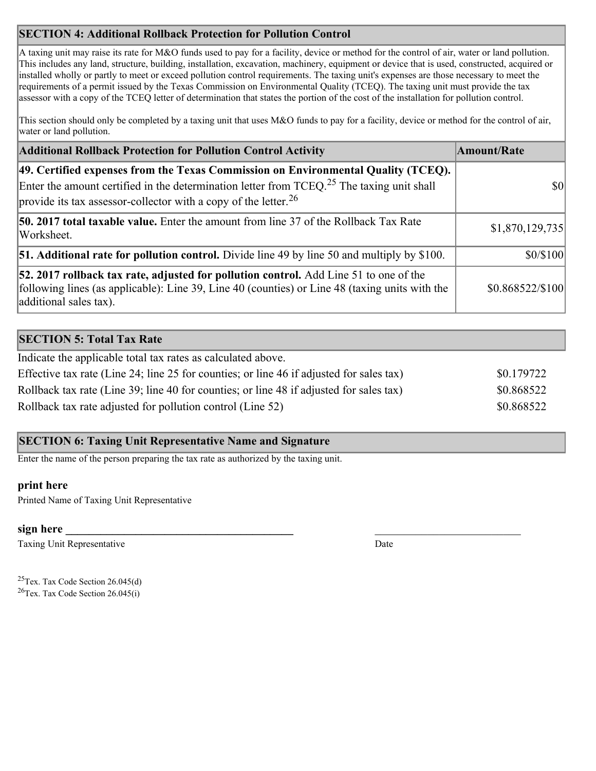## SECTION 4: Additional Rollback Protection for Pollution Control

A taxing unit may raise its rate for M&O funds used to pay for a facility, device or method for the control of air, water or land pollution. This includes any land, structure, building, installation, excavation, machinery, equipment or device that is used, constructed, acquired or installed wholly or partly to meet or exceed pollution control requirements. The taxing unit's expenses are those necessary to meet the requirements of a permit issued by the Texas Commission on Environmental Quality (TCEQ). The taxing unit must provide the tax assessor with a copy of the TCEQ letter of determination that states the portion of the cost of the installation for pollution control.

This section should only be completed by a taxing unit that uses M&O funds to pay for a facility, device or method for the control of air, water or land pollution.

| Additional Rollback Protection for Pollution Control Activity | Amount/Rate |
| --- | --- |
| **49. Certified expenses from the Texas Commission on Environmental Quality (TCEQ).** Enter the amount certified in the determination letter from TCEQ.[25] The taxing unit shall provide its tax assessor-collector with a copy of the letter.[26] | $0 |
| **50. 2017 total taxable value.** Enter the amount from line 37 of the Rollback Tax Rate Worksheet. | $1,870,129,735 |
| **51. Additional rate for pollution control.** Divide line 49 by line 50 and multiply by $100. | $0/$100 |
| **52. 2017 rollback tax rate, adjusted for pollution control.** Add Line 51 to one of the following lines (as applicable): Line 39, Line 40 (counties) or Line 48 (taxing units with the additional sales tax). | $0.868522/$100 |

## SECTION 5: Total Tax Rate

Indicate the applicable total tax rates as calculated above.

| | |
| --- | --- |
| Effective tax rate (Line 24; line 25 for counties; or line 46 if adjusted for sales tax) | $0.179722 |
| Rollback tax rate (Line 39; line 40 for counties; or line 48 if adjusted for sales tax) | $0.868522 |
| Rollback tax rate adjusted for pollution control (Line 52) | $0.868522 |

## SECTION 6: Taxing Unit Representative Name and Signature

Enter the name of the person preparing the tax rate as authorized by the taxing unit.

**print here**

Printed Name of Taxing Unit Representative

**sign here** ________________________________________ ____________________________

Taxing Unit Representative Date

[25]Tex. Tax Code Section 26.045(d)
[26]Tex. Tax Code Section 26.045(i)